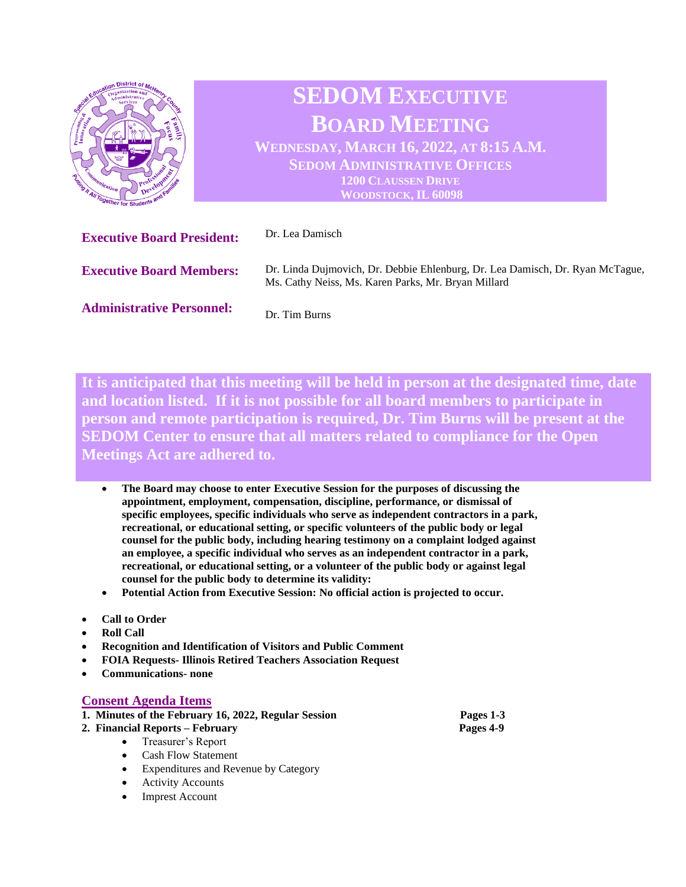# SEDOM EXECUTIVE BOARD MEETING

**WEDNESDAY, MARCH 16, 2022, AT 8:15 A.M.**
**SEDOM ADMINISTRATIVE OFFICES**
**1200 CLAUSSEN DRIVE**
**WOODSTOCK, IL 60098**

**Executive Board President:** Dr. Lea Damisch

**Executive Board Members:** Dr. Linda Dujmovich, Dr. Debbie Ehlenburg, Dr. Lea Damisch, Dr. Ryan McTague, Ms. Cathy Neiss, Ms. Karen Parks, Mr. Bryan Millard

**Administrative Personnel:** Dr. Tim Burns

**It is anticipated that this meeting will be held in person at the designated time, date and location listed. If it is not possible for all board members to participate in person and remote participation is required, Dr. Tim Burns will be present at the SEDOM Center to ensure that all matters related to compliance for the Open Meetings Act are adhered to.**

- **The Board may choose to enter Executive Session for the purposes of discussing the appointment, employment, compensation, discipline, performance, or dismissal of specific employees, specific individuals who serve as independent contractors in a park, recreational, or educational setting, or specific volunteers of the public body or legal counsel for the public body, including hearing testimony on a complaint lodged against an employee, a specific individual who serves as an independent contractor in a park, recreational, or educational setting, or a volunteer of the public body or against legal counsel for the public body to determine its validity:**
- **Potential Action from Executive Session: No official action is projected to occur.**

- **Call to Order**
- **Roll Call**
- **Recognition and Identification of Visitors and Public Comment**
- **FOIA Requests- Illinois Retired Teachers Association Request**
- **Communications- none**

## Consent Agenda Items

1. **Minutes of the February 16, 2022, Regular Session** — **Pages 1-3**
2. **Financial Reports – February** — **Pages 4-9**
   - Treasurer's Report
   - Cash Flow Statement
   - Expenditures and Revenue by Category
   - Activity Accounts
   - Imprest Account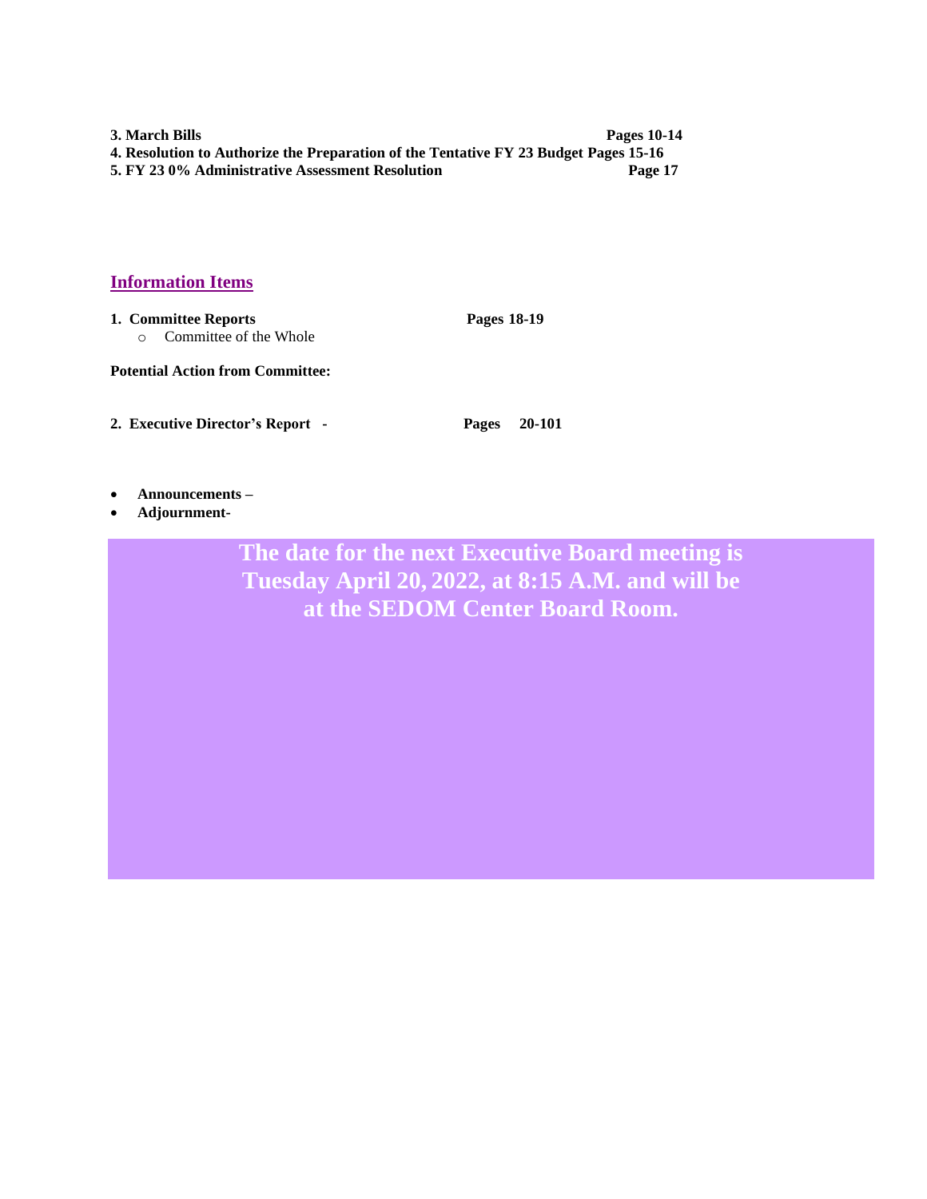**3. March Bills** **Pages 10-14**
**4. Resolution to Authorize the Preparation of the Tentative FY 23 Budget Pages 15-16**
**5. FY 23 0% Administrative Assessment Resolution** **Page 17**

## Information Items

1. **Committee Reports** **Pages 18-19**
   - Committee of the Whole

**Potential Action from Committee:**

2. **Executive Director's Report -** **Pages 20-101**

- **Announcements –**
- **Adjournment-**

**The date for the next Executive Board meeting is Tuesday April 20, 2022, at 8:15 A.M. and will be at the SEDOM Center Board Room.**